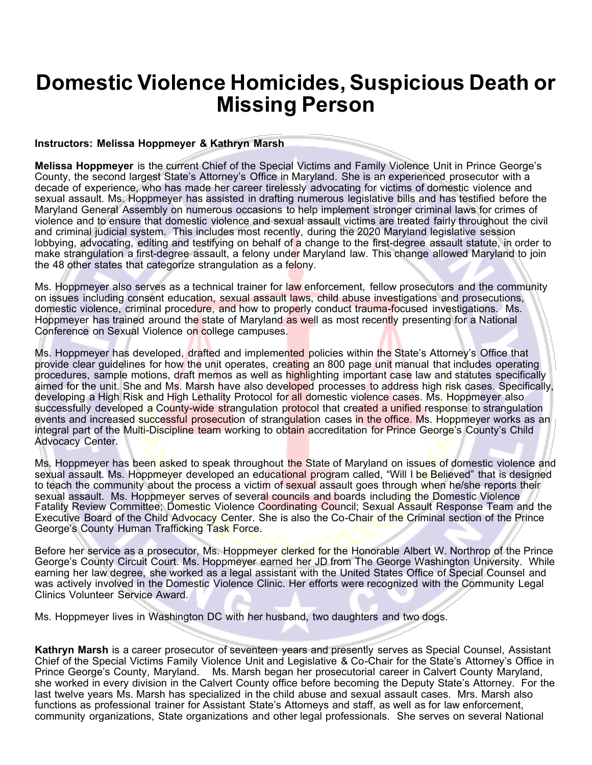# Domestic Violence Homicides, Suspicious Death or Missing Person

**Instructors: Melissa Hoppmeyer & Kathryn Marsh**

**Melissa Hoppmeyer** is the current Chief of the Special Victims and Family Violence Unit in Prince George's County, the second largest State's Attorney's Office in Maryland. She is an experienced prosecutor with a decade of experience, who has made her career tirelessly advocating for victims of domestic violence and sexual assault. Ms. Hoppmeyer has assisted in drafting numerous legislative bills and has testified before the Maryland General Assembly on numerous occasions to help implement stronger criminal laws for crimes of violence and to ensure that domestic violence and sexual assault victims are treated fairly throughout the civil and criminal judicial system. This includes most recently, during the 2020 Maryland legislative session lobbying, advocating, editing and testifying on behalf of a change to the first-degree assault statute, in order to make strangulation a first-degree assault, a felony under Maryland law. This change allowed Maryland to join the 48 other states that categorize strangulation as a felony.

Ms. Hoppmeyer also serves as a technical trainer for law enforcement, fellow prosecutors and the community on issues including consent education, sexual assault laws, child abuse investigations and prosecutions, domestic violence, criminal procedure, and how to properly conduct trauma-focused investigations. Ms. Hoppmeyer has trained around the state of Maryland as well as most recently presenting for a National Conference on Sexual Violence on college campuses.

Ms. Hoppmeyer has developed, drafted and implemented policies within the State's Attorney's Office that provide clear guidelines for how the unit operates, creating an 800 page unit manual that includes operating procedures, sample motions, draft memos as well as highlighting important case law and statutes specifically aimed for the unit. She and Ms. Marsh have also developed processes to address high risk cases. Specifically, developing a High Risk and High Lethality Protocol for all domestic violence cases. Ms. Hoppmeyer also successfully developed a County-wide strangulation protocol that created a unified response to strangulation events and increased successful prosecution of strangulation cases in the office. Ms. Hoppmeyer works as an integral part of the Multi-Discipline team working to obtain accreditation for Prince George's County's Child Advocacy Center.

Ms. Hoppmeyer has been asked to speak throughout the State of Maryland on issues of domestic violence and sexual assault. Ms. Hoppmeyer developed an educational program called, "Will I be Believed" that is designed to teach the community about the process a victim of sexual assault goes through when he/she reports their sexual assault. Ms. Hoppmeyer serves of several councils and boards including the Domestic Violence Fatality Review Committee; Domestic Violence Coordinating Council; Sexual Assault Response Team and the Executive Board of the Child Advocacy Center. She is also the Co-Chair of the Criminal section of the Prince George's County Human Trafficking Task Force.

Before her service as a prosecutor, Ms. Hoppmeyer clerked for the Honorable Albert W. Northrop of the Prince George's County Circuit Court. Ms. Hoppmeyer earned her JD from The George Washington University. While earning her law degree, she worked as a legal assistant with the United States Office of Special Counsel and was actively involved in the Domestic Violence Clinic. Her efforts were recognized with the Community Legal Clinics Volunteer Service Award.

Ms. Hoppmeyer lives in Washington DC with her husband, two daughters and two dogs.

**Kathryn Marsh** is a career prosecutor of seventeen years and presently serves as Special Counsel, Assistant Chief of the Special Victims Family Violence Unit and Legislative & Co-Chair for the State's Attorney's Office in Prince George's County, Maryland. Ms. Marsh began her prosecutorial career in Calvert County Maryland, she worked in every division in the Calvert County office before becoming the Deputy State's Attorney. For the last twelve years Ms. Marsh has specialized in the child abuse and sexual assault cases. Mrs. Marsh also functions as professional trainer for Assistant State's Attorneys and staff, as well as for law enforcement, community organizations, State organizations and other legal professionals. She serves on several National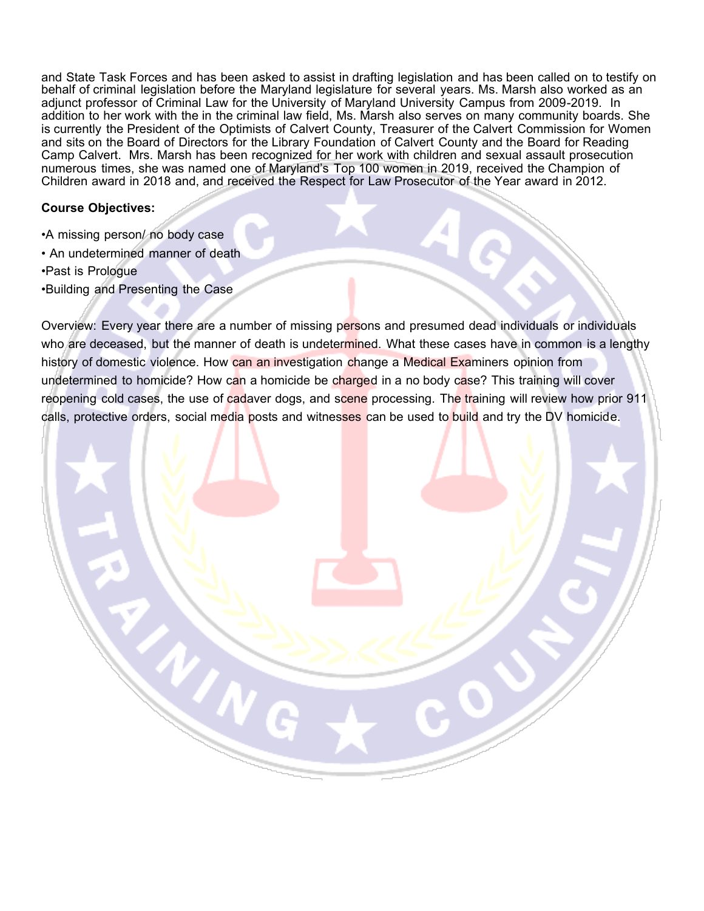and State Task Forces and has been asked to assist in drafting legislation and has been called on to testify on behalf of criminal legislation before the Maryland legislature for several years. Ms. Marsh also worked as an adjunct professor of Criminal Law for the University of Maryland University Campus from 2009-2019. In addition to her work with the in the criminal law field, Ms. Marsh also serves on many community boards. She is currently the President of the Optimists of Calvert County, Treasurer of the Calvert Commission for Women and sits on the Board of Directors for the Library Foundation of Calvert County and the Board for Reading Camp Calvert. Mrs. Marsh has been recognized for her work with children and sexual assault prosecution numerous times, she was named one of Maryland's Top 100 women in 2019, received the Champion of Children award in 2018 and, and received the Respect for Law Prosecutor of the Year award in 2012.

**Course Objectives:**

- A missing person/ no body case
- An undetermined manner of death
- Past is Prologue
- Building and Presenting the Case

Overview: Every year there are a number of missing persons and presumed dead individuals or individuals who are deceased, but the manner of death is undetermined. What these cases have in common is a lengthy history of domestic violence. How can an investigation change a Medical Examiners opinion from undetermined to homicide? How can a homicide be charged in a no body case? This training will cover reopening cold cases, the use of cadaver dogs, and scene processing. The training will review how prior 911 calls, protective orders, social media posts and witnesses can be used to build and try the DV homicide.